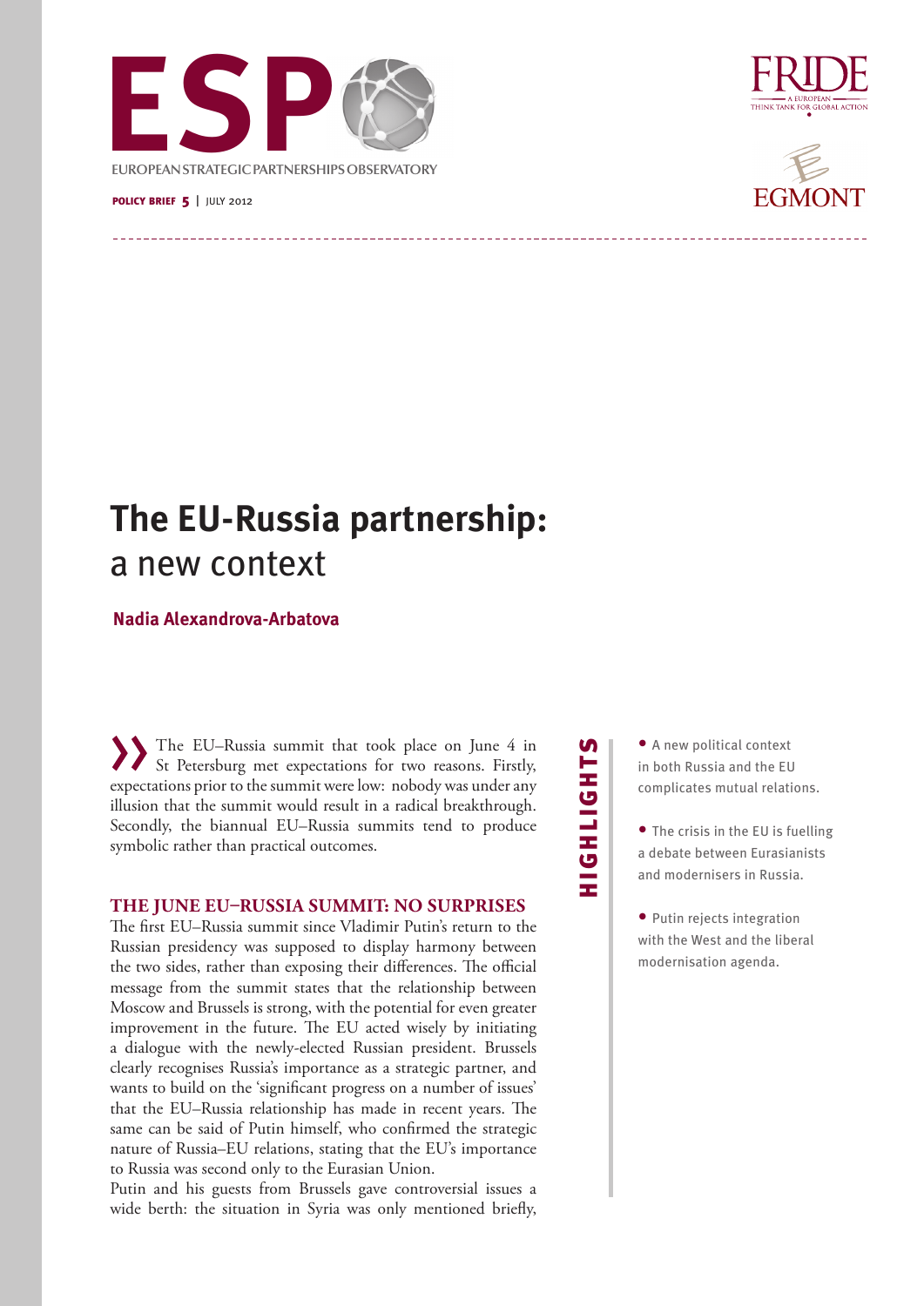ESP

EUROPEAN STRATEGIC PARTNERSHIPS OBSERVATORY

**POLICY BRIEF 5** | JULY 2012

FRIDE
A EUROPEAN THINK TANK FOR GLOBAL ACTION

EGMONT

# The EU-Russia partnership: a new context

**Nadia Alexandrova-Arbatova**

## HIGHLIGHTS

- A new political context in both Russia and the EU complicates mutual relations.
- The crisis in the EU is fuelling a debate between Eurasianists and modernisers in Russia.
- Putin rejects integration with the West and the liberal modernisation agenda.

The EU–Russia summit that took place on June 4 in St Petersburg met expectations for two reasons. Firstly, expectations prior to the summit were low: nobody was under any illusion that the summit would result in a radical breakthrough. Secondly, the biannual EU–Russia summits tend to produce symbolic rather than practical outcomes.

## THE JUNE EU–RUSSIA SUMMIT: NO SURPRISES

The first EU–Russia summit since Vladimir Putin's return to the Russian presidency was supposed to display harmony between the two sides, rather than exposing their differences. The official message from the summit states that the relationship between Moscow and Brussels is strong, with the potential for even greater improvement in the future. The EU acted wisely by initiating a dialogue with the newly-elected Russian president. Brussels clearly recognises Russia's importance as a strategic partner, and wants to build on the 'significant progress on a number of issues' that the EU–Russia relationship has made in recent years. The same can be said of Putin himself, who confirmed the strategic nature of Russia–EU relations, stating that the EU's importance to Russia was second only to the Eurasian Union.

Putin and his guests from Brussels gave controversial issues a wide berth: the situation in Syria was only mentioned briefly,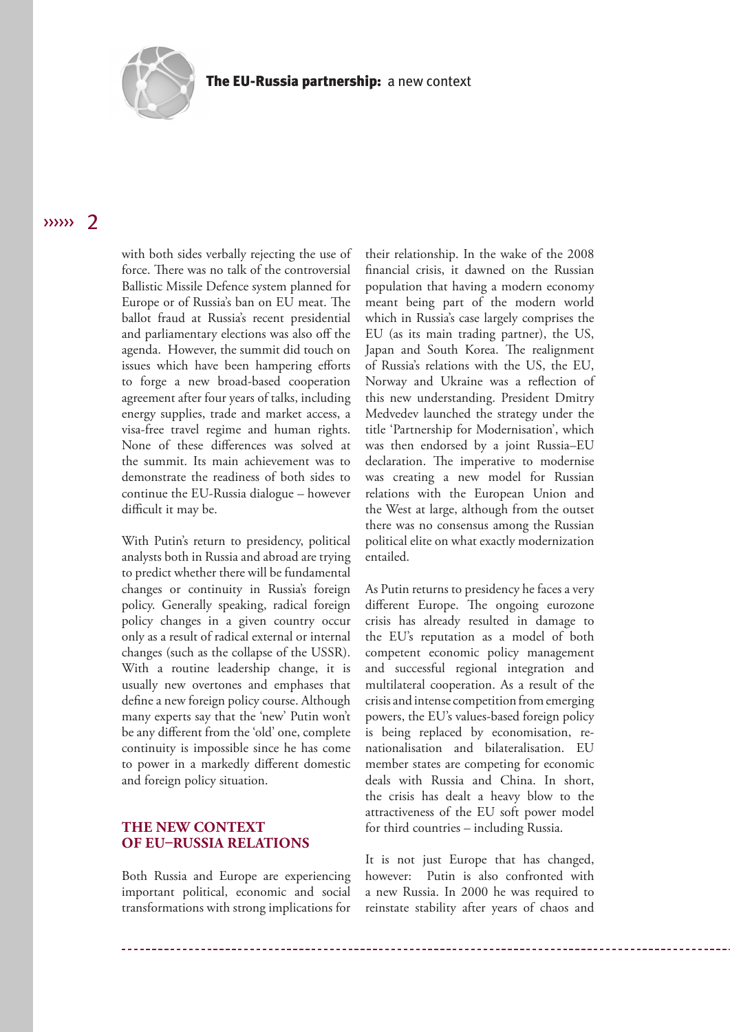with both sides verbally rejecting the use of force. There was no talk of the controversial Ballistic Missile Defence system planned for Europe or of Russia's ban on EU meat. The ballot fraud at Russia's recent presidential and parliamentary elections was also off the agenda. However, the summit did touch on issues which have been hampering efforts to forge a new broad-based cooperation agreement after four years of talks, including energy supplies, trade and market access, a visa-free travel regime and human rights. None of these differences was solved at the summit. Its main achievement was to demonstrate the readiness of both sides to continue the EU-Russia dialogue – however difficult it may be.

With Putin's return to presidency, political analysts both in Russia and abroad are trying to predict whether there will be fundamental changes or continuity in Russia's foreign policy. Generally speaking, radical foreign policy changes in a given country occur only as a result of radical external or internal changes (such as the collapse of the USSR). With a routine leadership change, it is usually new overtones and emphases that define a new foreign policy course. Although many experts say that the 'new' Putin won't be any different from the 'old' one, complete continuity is impossible since he has come to power in a markedly different domestic and foreign policy situation.

## THE NEW CONTEXT OF EU–RUSSIA RELATIONS

Both Russia and Europe are experiencing important political, economic and social transformations with strong implications for their relationship. In the wake of the 2008 financial crisis, it dawned on the Russian population that having a modern economy meant being part of the modern world which in Russia's case largely comprises the EU (as its main trading partner), the US, Japan and South Korea. The realignment of Russia's relations with the US, the EU, Norway and Ukraine was a reflection of this new understanding. President Dmitry Medvedev launched the strategy under the title 'Partnership for Modernisation', which was then endorsed by a joint Russia–EU declaration. The imperative to modernise was creating a new model for Russian relations with the European Union and the West at large, although from the outset there was no consensus among the Russian political elite on what exactly modernization entailed.

As Putin returns to presidency he faces a very different Europe. The ongoing eurozone crisis has already resulted in damage to the EU's reputation as a model of both competent economic policy management and successful regional integration and multilateral cooperation. As a result of the crisis and intense competition from emerging powers, the EU's values-based foreign policy is being replaced by economisation, re-nationalisation and bilateralisation. EU member states are competing for economic deals with Russia and China. In short, the crisis has dealt a heavy blow to the attractiveness of the EU soft power model for third countries – including Russia.

It is not just Europe that has changed, however: Putin is also confronted with a new Russia. In 2000 he was required to reinstate stability after years of chaos and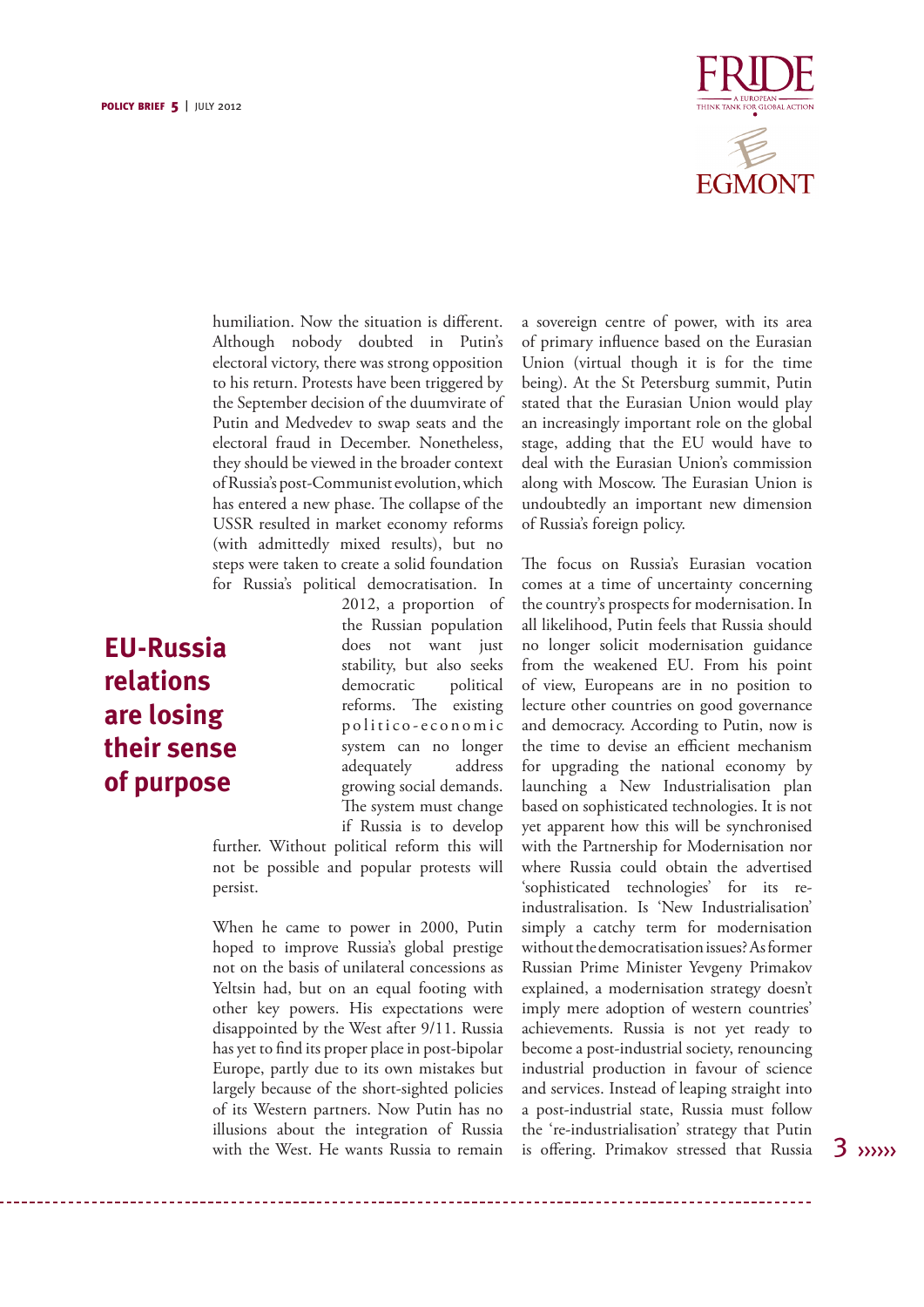humiliation. Now the situation is different. Although nobody doubted in Putin's electoral victory, there was strong opposition to his return. Protests have been triggered by the September decision of the duumvirate of Putin and Medvedev to swap seats and the electoral fraud in December. Nonetheless, they should be viewed in the broader context of Russia's post-Communist evolution, which has entered a new phase. The collapse of the USSR resulted in market economy reforms (with admittedly mixed results), but no steps were taken to create a solid foundation for Russia's political democratisation. In 2012, a proportion of the Russian population does not want just stability, but also seeks democratic political reforms. The existing politico-economic system can no longer adequately address growing social demands. The system must change if Russia is to develop further. Without political reform this will not be possible and popular protests will persist.

**EU-Russia relations are losing their sense of purpose**

When he came to power in 2000, Putin hoped to improve Russia's global prestige not on the basis of unilateral concessions as Yeltsin had, but on an equal footing with other key powers. His expectations were disappointed by the West after 9/11. Russia has yet to find its proper place in post-bipolar Europe, partly due to its own mistakes but largely because of the short-sighted policies of its Western partners. Now Putin has no illusions about the integration of Russia with the West. He wants Russia to remain a sovereign centre of power, with its area of primary influence based on the Eurasian Union (virtual though it is for the time being). At the St Petersburg summit, Putin stated that the Eurasian Union would play an increasingly important role on the global stage, adding that the EU would have to deal with the Eurasian Union's commission along with Moscow. The Eurasian Union is undoubtedly an important new dimension of Russia's foreign policy.

The focus on Russia's Eurasian vocation comes at a time of uncertainty concerning the country's prospects for modernisation. In all likelihood, Putin feels that Russia should no longer solicit modernisation guidance from the weakened EU. From his point of view, Europeans are in no position to lecture other countries on good governance and democracy. According to Putin, now is the time to devise an efficient mechanism for upgrading the national economy by launching a New Industrialisation plan based on sophisticated technologies. It is not yet apparent how this will be synchronised with the Partnership for Modernisation nor where Russia could obtain the advertised 'sophisticated technologies' for its re-industrialisation. Is 'New Industrialisation' simply a catchy term for modernisation without the democratisation issues? As former Russian Prime Minister Yevgeny Primakov explained, a modernisation strategy doesn't imply mere adoption of western countries' achievements. Russia is not yet ready to become a post-industrial society, renouncing industrial production in favour of science and services. Instead of leaping straight into a post-industrial state, Russia must follow the 're-industrialisation' strategy that Putin is offering. Primakov stressed that Russia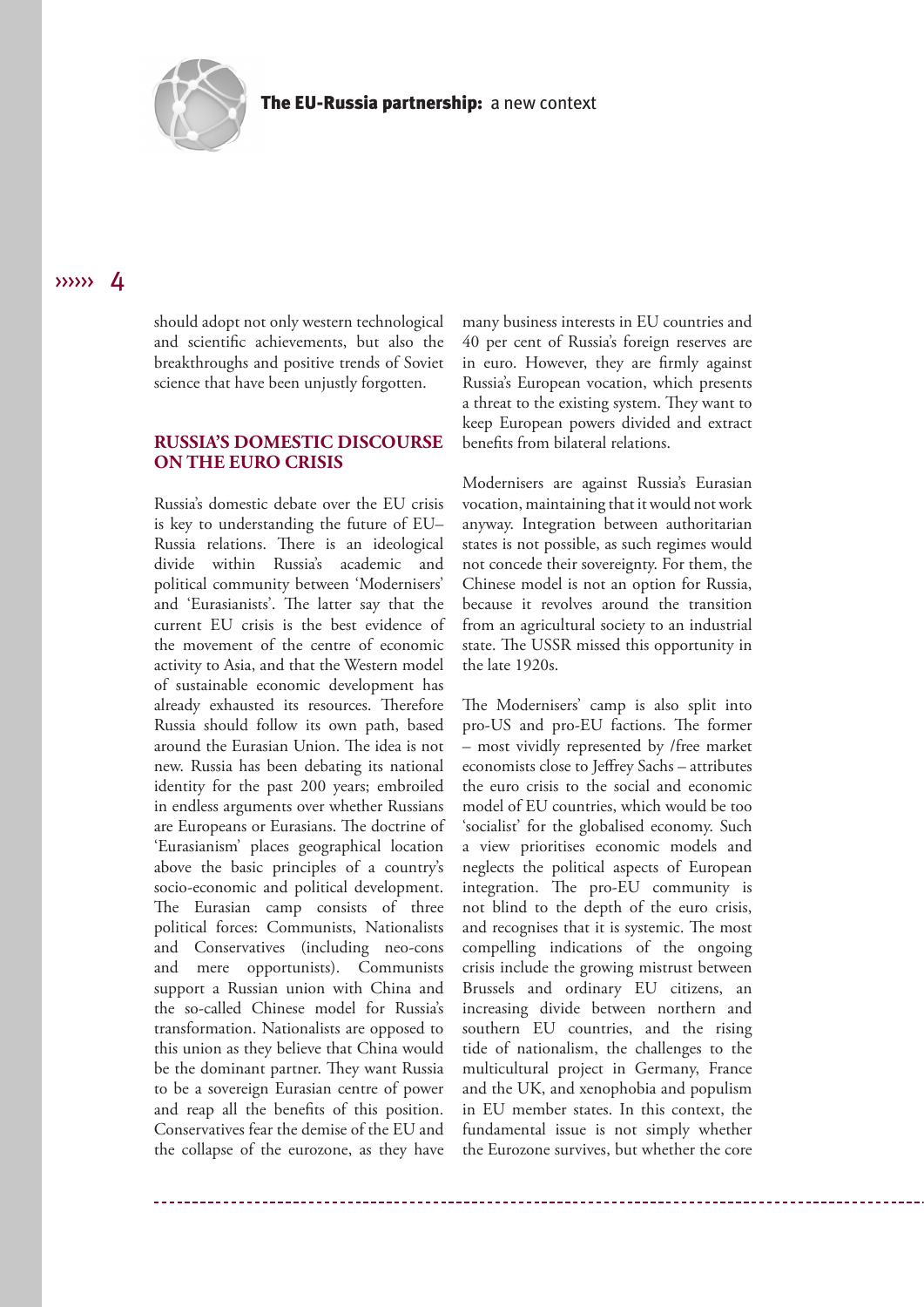should adopt not only western technological and scientific achievements, but also the breakthroughs and positive trends of Soviet science that have been unjustly forgotten.

## RUSSIA'S DOMESTIC DISCOURSE ON THE EURO CRISIS

Russia's domestic debate over the EU crisis is key to understanding the future of EU–Russia relations. There is an ideological divide within Russia's academic and political community between 'Modernisers' and 'Eurasianists'. The latter say that the current EU crisis is the best evidence of the movement of the centre of economic activity to Asia, and that the Western model of sustainable economic development has already exhausted its resources. Therefore Russia should follow its own path, based around the Eurasian Union. The idea is not new. Russia has been debating its national identity for the past 200 years; embroiled in endless arguments over whether Russians are Europeans or Eurasians. The doctrine of 'Eurasianism' places geographical location above the basic principles of a country's socio-economic and political development. The Eurasian camp consists of three political forces: Communists, Nationalists and Conservatives (including neo-cons and mere opportunists). Communists support a Russian union with China and the so-called Chinese model for Russia's transformation. Nationalists are opposed to this union as they believe that China would be the dominant partner. They want Russia to be a sovereign Eurasian centre of power and reap all the benefits of this position. Conservatives fear the demise of the EU and the collapse of the eurozone, as they have many business interests in EU countries and 40 per cent of Russia's foreign reserves are in euro. However, they are firmly against Russia's European vocation, which presents a threat to the existing system. They want to keep European powers divided and extract benefits from bilateral relations.

Modernisers are against Russia's Eurasian vocation, maintaining that it would not work anyway. Integration between authoritarian states is not possible, as such regimes would not concede their sovereignty. For them, the Chinese model is not an option for Russia, because it revolves around the transition from an agricultural society to an industrial state. The USSR missed this opportunity in the late 1920s.

The Modernisers' camp is also split into pro-US and pro-EU factions. The former – most vividly represented by /free market economists close to Jeffrey Sachs – attributes the euro crisis to the social and economic model of EU countries, which would be too 'socialist' for the globalised economy. Such a view prioritises economic models and neglects the political aspects of European integration. The pro-EU community is not blind to the depth of the euro crisis, and recognises that it is systemic. The most compelling indications of the ongoing crisis include the growing mistrust between Brussels and ordinary EU citizens, an increasing divide between northern and southern EU countries, and the rising tide of nationalism, the challenges to the multicultural project in Germany, France and the UK, and xenophobia and populism in EU member states. In this context, the fundamental issue is not simply whether the Eurozone survives, but whether the core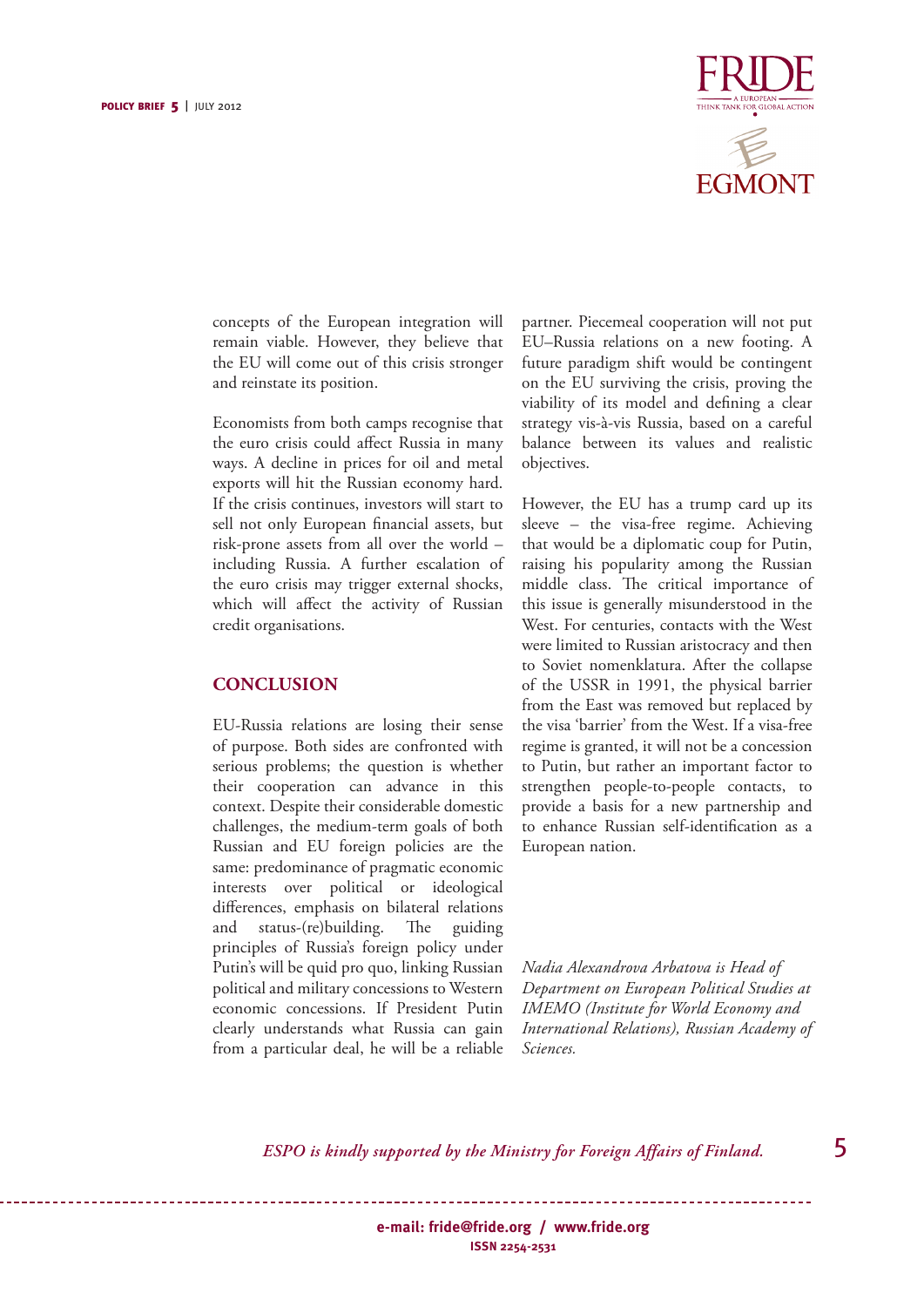concepts of the European integration will remain viable. However, they believe that the EU will come out of this crisis stronger and reinstate its position.

Economists from both camps recognise that the euro crisis could affect Russia in many ways. A decline in prices for oil and metal exports will hit the Russian economy hard. If the crisis continues, investors will start to sell not only European financial assets, but risk-prone assets from all over the world – including Russia. A further escalation of the euro crisis may trigger external shocks, which will affect the activity of Russian credit organisations.

## CONCLUSION

EU-Russia relations are losing their sense of purpose. Both sides are confronted with serious problems; the question is whether their cooperation can advance in this context. Despite their considerable domestic challenges, the medium-term goals of both Russian and EU foreign policies are the same: predominance of pragmatic economic interests over political or ideological differences, emphasis on bilateral relations and status-(re)building. The guiding principles of Russia's foreign policy under Putin's will be quid pro quo, linking Russian political and military concessions to Western economic concessions. If President Putin clearly understands what Russia can gain from a particular deal, he will be a reliable partner. Piecemeal cooperation will not put EU–Russia relations on a new footing. A future paradigm shift would be contingent on the EU surviving the crisis, proving the viability of its model and defining a clear strategy vis-à-vis Russia, based on a careful balance between its values and realistic objectives.

However, the EU has a trump card up its sleeve – the visa-free regime. Achieving that would be a diplomatic coup for Putin, raising his popularity among the Russian middle class. The critical importance of this issue is generally misunderstood in the West. For centuries, contacts with the West were limited to Russian aristocracy and then to Soviet nomenklatura. After the collapse of the USSR in 1991, the physical barrier from the East was removed but replaced by the visa 'barrier' from the West. If a visa-free regime is granted, it will not be a concession to Putin, but rather an important factor to strengthen people-to-people contacts, to provide a basis for a new partnership and to enhance Russian self-identification as a European nation.

*Nadia Alexandrova Arbatova is Head of Department on European Political Studies at IMEMO (Institute for World Economy and International Relations), Russian Academy of Sciences.*

*ESPO is kindly supported by the Ministry for Foreign Affairs of Finland.*